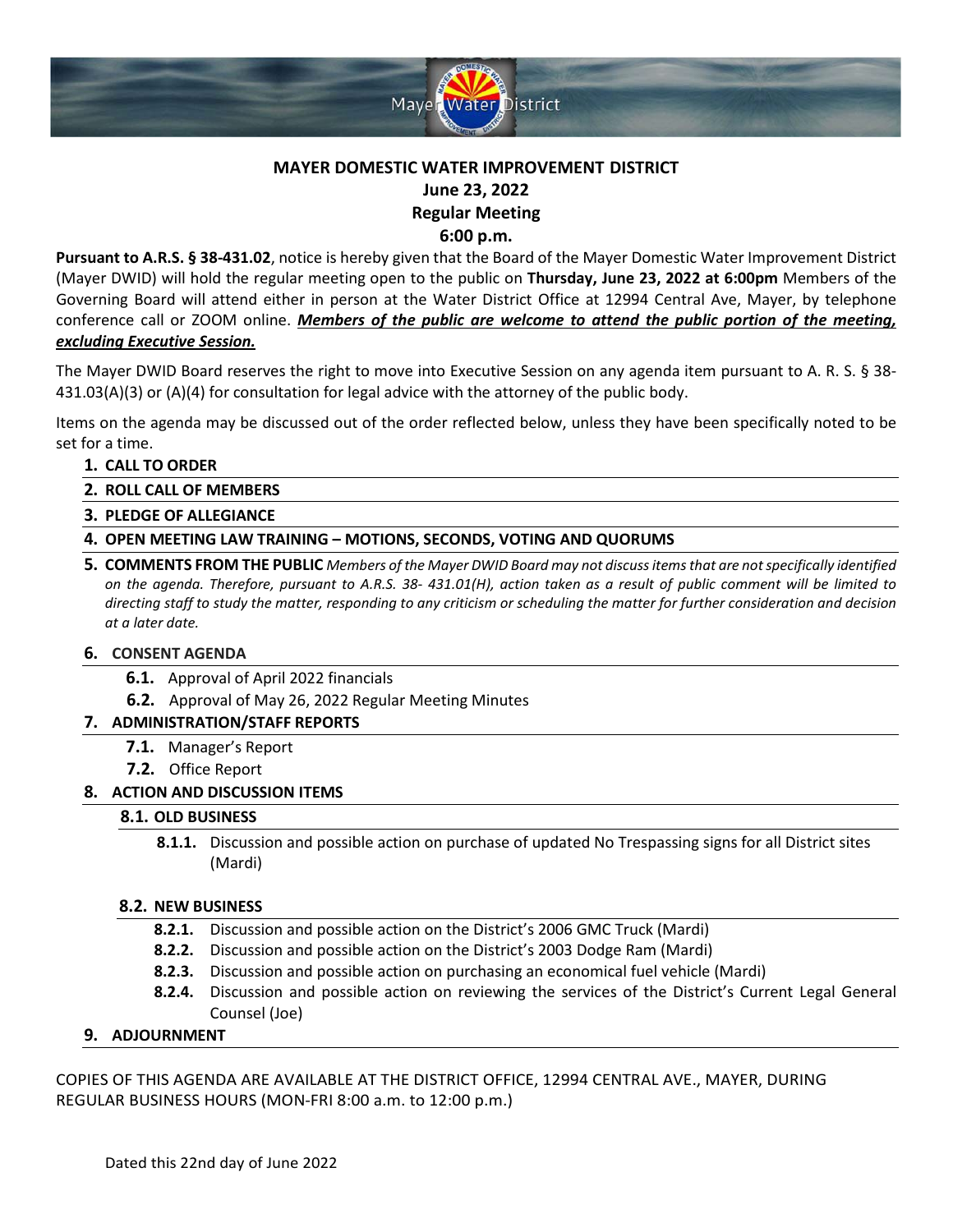Mayer Water District

# MAYER DOMESTIC WATER IMPROVEMENT DISTRICT

## June 23, 2022

## Regular Meeting

## 6:00 p.m.

**Pursuant to A.R.S. § 38-431.02**, notice is hereby given that the Board of the Mayer Domestic Water Improvement District (Mayer DWID) will hold the regular meeting open to the public on **Thursday, June 23, 2022 at 6:00pm** Members of the Governing Board will attend either in person at the Water District Office at 12994 Central Ave, Mayer, by telephone conference call or ZOOM online. ***Members of the public are welcome to attend the public portion of the meeting, excluding Executive Session.***

The Mayer DWID Board reserves the right to move into Executive Session on any agenda item pursuant to A. R. S. § 38-431.03(A)(3) or (A)(4) for consultation for legal advice with the attorney of the public body.

Items on the agenda may be discussed out of the order reflected below, unless they have been specifically noted to be set for a time.

1. **CALL TO ORDER**
2. **ROLL CALL OF MEMBERS**
3. **PLEDGE OF ALLEGIANCE**
4. **OPEN MEETING LAW TRAINING – MOTIONS, SECONDS, VOTING AND QUORUMS**
5. **COMMENTS FROM THE PUBLIC** *Members of the Mayer DWID Board may not discuss items that are not specifically identified on the agenda. Therefore, pursuant to A.R.S. 38- 431.01(H), action taken as a result of public comment will be limited to directing staff to study the matter, responding to any criticism or scheduling the matter for further consideration and decision at a later date.*
6. **CONSENT AGENDA**
   - **6.1.** Approval of April 2022 financials
   - **6.2.** Approval of May 26, 2022 Regular Meeting Minutes
7. **ADMINISTRATION/STAFF REPORTS**
   - **7.1.** Manager's Report
   - **7.2.** Office Report
8. **ACTION AND DISCUSSION ITEMS**
   - **8.1. OLD BUSINESS**
     - **8.1.1.** Discussion and possible action on purchase of updated No Trespassing signs for all District sites (Mardi)
   - **8.2. NEW BUSINESS**
     - **8.2.1.** Discussion and possible action on the District's 2006 GMC Truck (Mardi)
     - **8.2.2.** Discussion and possible action on the District's 2003 Dodge Ram (Mardi)
     - **8.2.3.** Discussion and possible action on purchasing an economical fuel vehicle (Mardi)
     - **8.2.4.** Discussion and possible action on reviewing the services of the District's Current Legal General Counsel (Joe)
9. **ADJOURNMENT**

COPIES OF THIS AGENDA ARE AVAILABLE AT THE DISTRICT OFFICE, 12994 CENTRAL AVE., MAYER, DURING REGULAR BUSINESS HOURS (MON-FRI 8:00 a.m. to 12:00 p.m.)

Dated this 22nd day of June 2022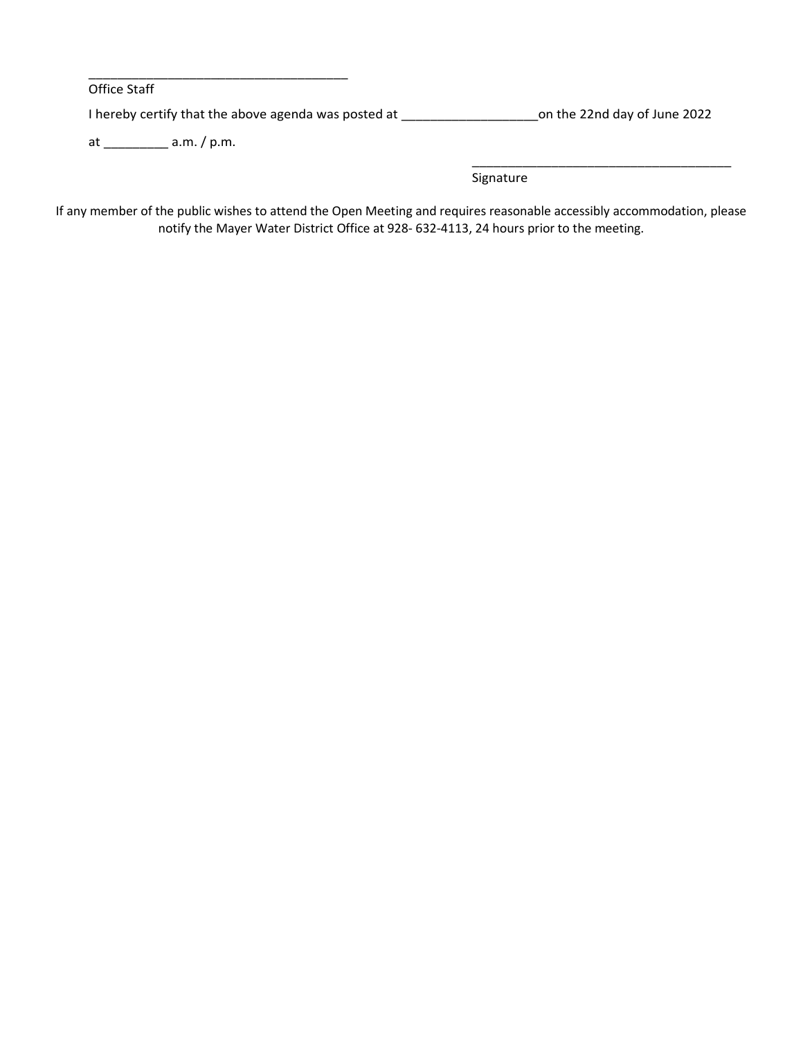_____________________________________

Office Staff

I hereby certify that the above agenda was posted at ___________________on the 22nd day of June 2022

at _________ a.m. / p.m.

_____________________________________

Signature

If any member of the public wishes to attend the Open Meeting and requires reasonable accessibly accommodation, please notify the Mayer Water District Office at 928- 632-4113, 24 hours prior to the meeting.